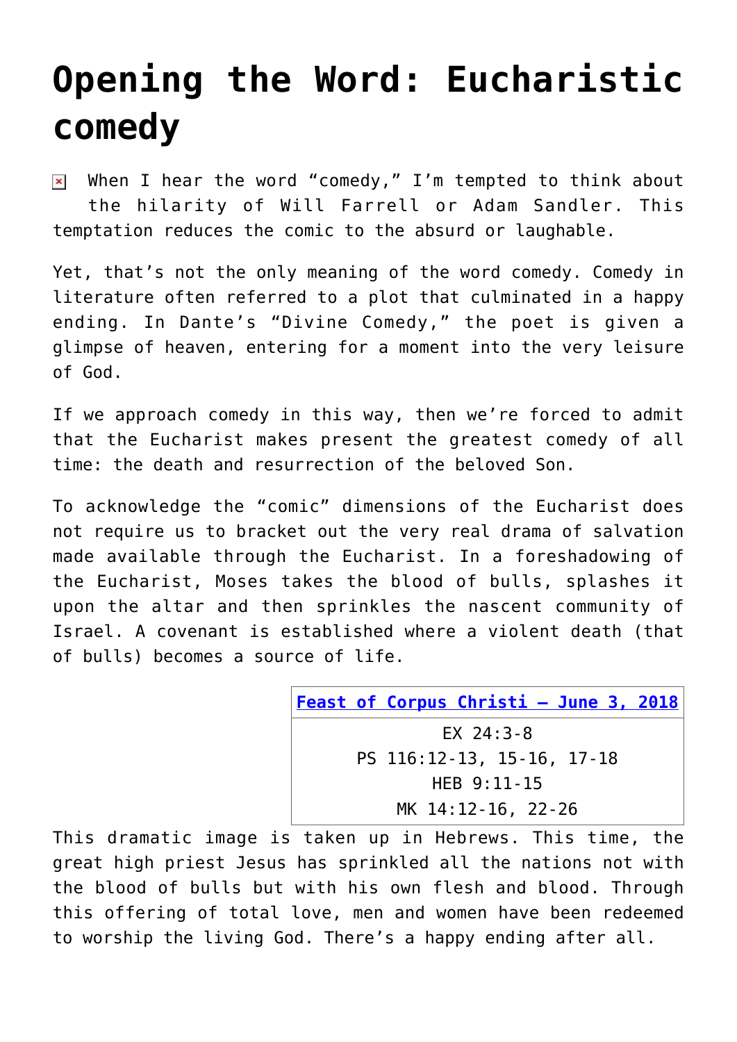# Opening the Word: Eucharistic comedy

When I hear the word "comedy," I'm tempted to think about the hilarity of Will Farrell or Adam Sandler. This temptation reduces the comic to the absurd or laughable.

Yet, that's not the only meaning of the word comedy. Comedy in literature often referred to a plot that culminated in a happy ending. In Dante's "Divine Comedy," the poet is given a glimpse of heaven, entering for a moment into the very leisure of God.

If we approach comedy in this way, then we're forced to admit that the Eucharist makes present the greatest comedy of all time: the death and resurrection of the beloved Son.

To acknowledge the "comic" dimensions of the Eucharist does not require us to bracket out the very real drama of salvation made available through the Eucharist. In a foreshadowing of the Eucharist, Moses takes the blood of bulls, splashes it upon the altar and then sprinkles the nascent community of Israel. A covenant is established where a violent death (that of bulls) becomes a source of life.

| Feast of Corpus Christi – June 3, 2018 |
|---|
| EX 24:3-8 |
| PS 116:12-13, 15-16, 17-18 |
| HEB 9:11-15 |
| MK 14:12-16, 22-26 |

This dramatic image is taken up in Hebrews. This time, the great high priest Jesus has sprinkled all the nations not with the blood of bulls but with his own flesh and blood. Through this offering of total love, men and women have been redeemed to worship the living God. There's a happy ending after all.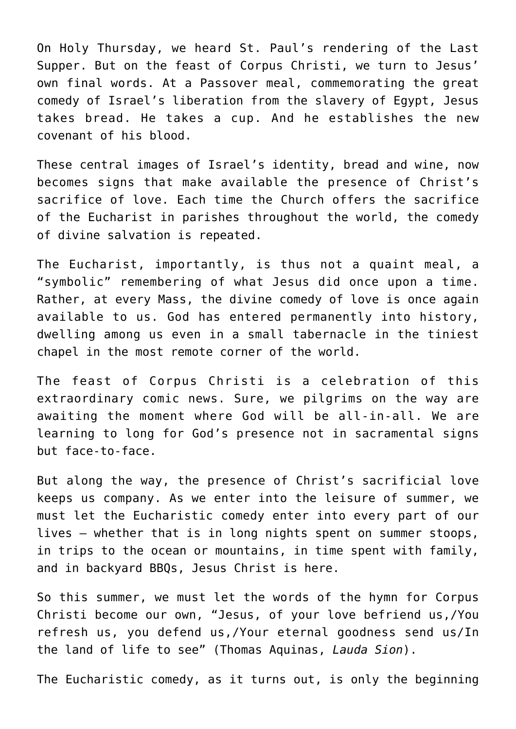On Holy Thursday, we heard St. Paul's rendering of the Last Supper. But on the feast of Corpus Christi, we turn to Jesus' own final words. At a Passover meal, commemorating the great comedy of Israel's liberation from the slavery of Egypt, Jesus takes bread. He takes a cup. And he establishes the new covenant of his blood.

These central images of Israel's identity, bread and wine, now becomes signs that make available the presence of Christ's sacrifice of love. Each time the Church offers the sacrifice of the Eucharist in parishes throughout the world, the comedy of divine salvation is repeated.

The Eucharist, importantly, is thus not a quaint meal, a "symbolic" remembering of what Jesus did once upon a time. Rather, at every Mass, the divine comedy of love is once again available to us. God has entered permanently into history, dwelling among us even in a small tabernacle in the tiniest chapel in the most remote corner of the world.

The feast of Corpus Christi is a celebration of this extraordinary comic news. Sure, we pilgrims on the way are awaiting the moment where God will be all-in-all. We are learning to long for God's presence not in sacramental signs but face-to-face.

But along the way, the presence of Christ's sacrificial love keeps us company. As we enter into the leisure of summer, we must let the Eucharistic comedy enter into every part of our lives — whether that is in long nights spent on summer stoops, in trips to the ocean or mountains, in time spent with family, and in backyard BBQs, Jesus Christ is here.

So this summer, we must let the words of the hymn for Corpus Christi become our own, "Jesus, of your love befriend us,/You refresh us, you defend us,/Your eternal goodness send us/In the land of life to see" (Thomas Aquinas, *Lauda Sion*).

The Eucharistic comedy, as it turns out, is only the beginning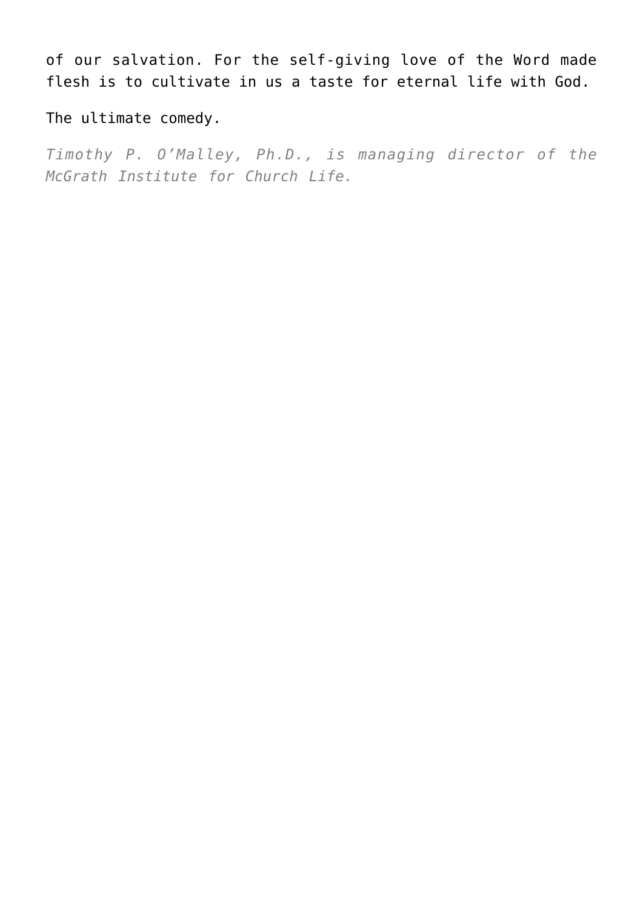of our salvation. For the self-giving love of the Word made flesh is to cultivate in us a taste for eternal life with God.

The ultimate comedy.

*Timothy P. O'Malley, Ph.D., is managing director of the McGrath Institute for Church Life.*